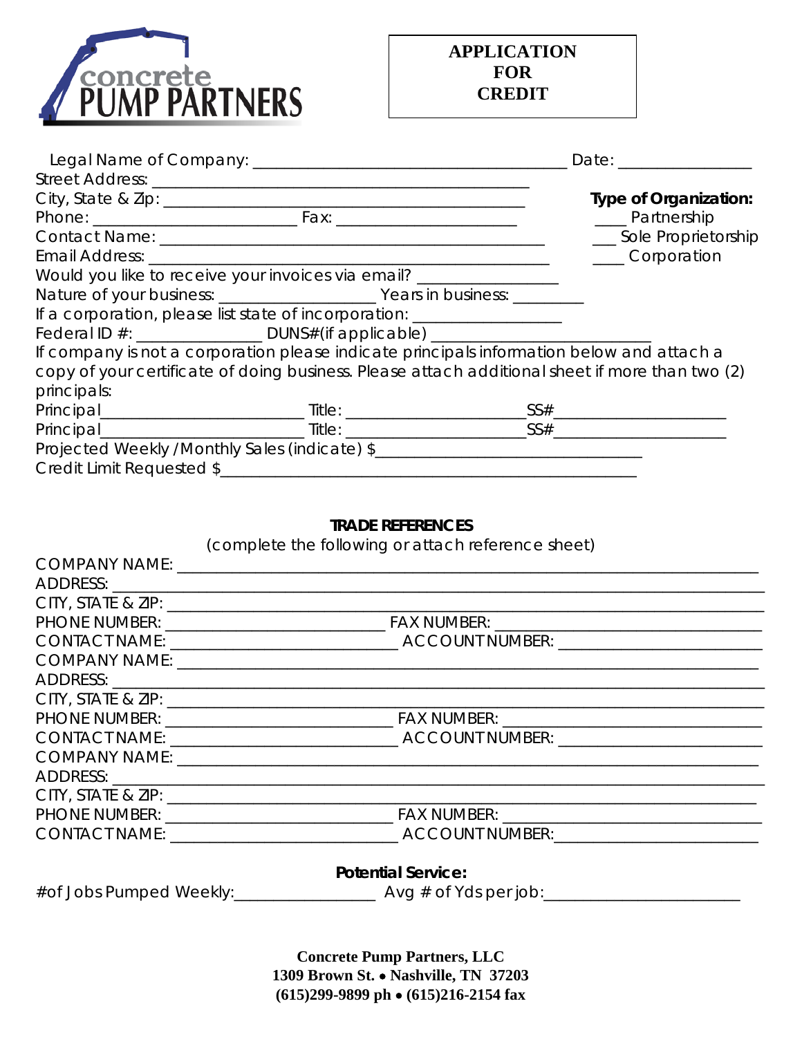concrete PUMP PARTNERS

# APPLICATION FOR CREDIT

Legal Name of Company: ______________________________________ Date: ________________

Street Address: ______________________________________________

City, State & Zip: ____________________________________________

Phone: _________________________ Fax: ______________________

Contact Name: _______________________________________________

Email Address: _______________________________________________

**Type of Organization:**

____ Partnership

___ Sole Proprietorship

____ Corporation

Would you like to receive your invoices via email? _________________

Nature of your business: ___________________ Years in business: _________

If a corporation, please list state of incorporation: __________________

Federal ID #: _______________ DUNS#(if applicable) _________________________

If company is not a corporation please indicate principals information below and attach a copy of your certificate of doing business. Please attach additional sheet if more than two (2) principals:

Principal________________________ Title: _____________________SS#____________________

Principal________________________ Title: _____________________SS#____________________

Projected Weekly /Monthly Sales (indicate) $________________________________

Credit Limit Requested $__________________________________________________

## TRADE REFERENCES

(complete the following or attach reference sheet)

COMPANY NAME: ____________________________________________________________________

ADDRESS: __________________________________________________________________________

CITY, STATE & ZIP: _________________________________________________________________

PHONE NUMBER: _________________________ FAX NUMBER: ___________________________

CONTACT NAME: ___________________________ ACCOUNT NUMBER: _______________________

COMPANY NAME: ____________________________________________________________________

ADDRESS: __________________________________________________________________________

CITY, STATE & ZIP: _________________________________________________________________

PHONE NUMBER: __________________________ FAX NUMBER: __________________________

CONTACT NAME: ___________________________ ACCOUNT NUMBER: _______________________

COMPANY NAME: ____________________________________________________________________

ADDRESS: __________________________________________________________________________

CITY, STATE & ZIP: _________________________________________________________________

PHONE NUMBER: __________________________ FAX NUMBER: __________________________

CONTACT NAME: ___________________________ ACCOUNT NUMBER:_______________________

**Potential Service:**

#of Jobs Pumped Weekly:_________________ Avg # of Yds per job:_______________________

**Concrete Pump Partners, LLC**
**1309 Brown St. • Nashville, TN 37203**
**(615)299-9899 ph • (615)216-2154 fax**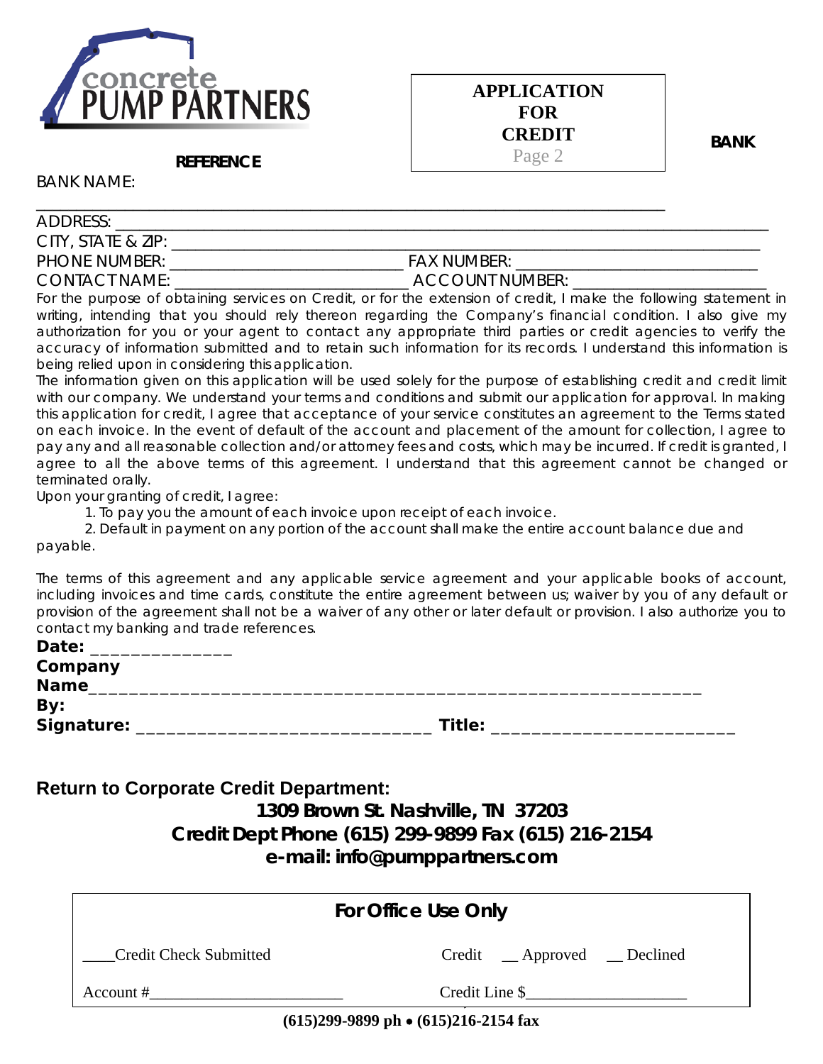# APPLICATION FOR CREDIT

Page 2

**BANK REFERENCE**

BANK NAME: ___________________________________________________________________

ADDRESS: ___________________________________________________________________

CITY, STATE & ZIP: ___________________________________________________________________

PHONE NUMBER: ______________________________ FAX NUMBER: ______________________________

CONTACT NAME: ______________________________ ACCOUNT NUMBER: ______________________________

For the purpose of obtaining services on Credit, or for the extension of credit, I make the following statement in writing, intending that you should rely thereon regarding the Company's financial condition. I also give my authorization for you or your agent to contact any appropriate third parties or credit agencies to verify the accuracy of information submitted and to retain such information for its records. I understand this information is being relied upon in considering this application.

The information given on this application will be used solely for the purpose of establishing credit and credit limit with our company. We understand your terms and conditions and submit our application for approval. In making this application for credit, I agree that acceptance of your service constitutes an agreement to the Terms stated on each invoice. In the event of default of the account and placement of the amount for collection, I agree to pay any and all reasonable collection and/or attorney fees and costs, which may be incurred. If credit is granted, I agree to all the above terms of this agreement. I understand that this agreement cannot be changed or terminated orally.

Upon your granting of credit, I agree:

1. To pay you the amount of each invoice upon receipt of each invoice.
2. Default in payment on any portion of the account shall make the entire account balance due and payable.

The terms of this agreement and any applicable service agreement and your applicable books of account, including invoices and time cards, constitute the entire agreement between us; waiver by you of any default or provision of the agreement shall not be a waiver of any other or later default or provision. I also authorize you to contact my banking and trade references.

**Date:** _______________

**Company Name**_______________________________________________________________

**By:**

**Signature:** ______________________________ **Title:** ________________________

**Return to Corporate Credit Department:**

**1309 Brown St. Nashville, TN 37203**

**Credit Dept Phone (615) 299-9899 Fax (615) 216-2154**

**e-mail: info@pumppartners.com**

**For Office Use Only**

____Credit Check Submitted     Credit __ Approved __ Declined

Account #________________________     Credit Line $____________________

**(615)299-9899 ph • (615)216-2154 fax**